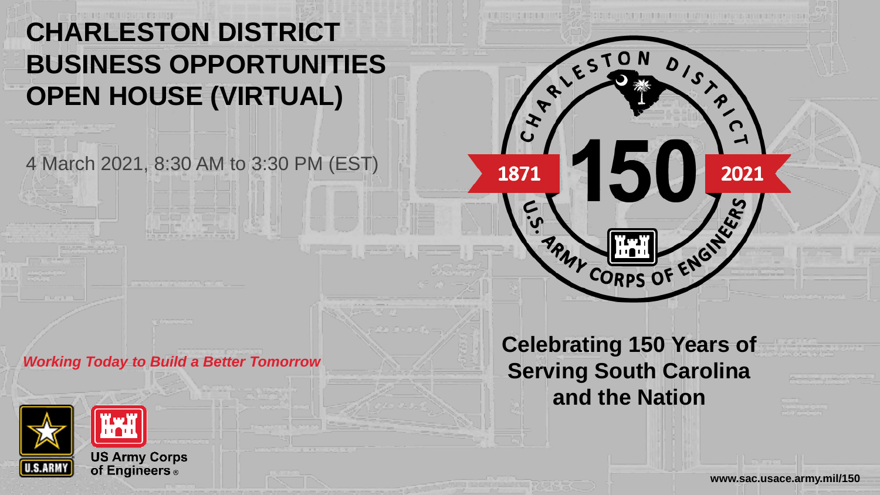# CHARLESTON DISTRICT BUSINESS OPPORTUNITIES OPEN HOUSE (VIRTUAL)

4 March 2021, 8:30 AM to 3:30 PM (EST)

CHARLESTON DISTRICT

1871 150 2021

U.S. ARMY CORPS OF ENGINEERS

***Working Today to Build a Better Tomorrow***

**Celebrating 150 Years of Serving South Carolina and the Nation**

U.S. ARMY

US Army Corps of Engineers®

**www.sac.usace.army.mil/150**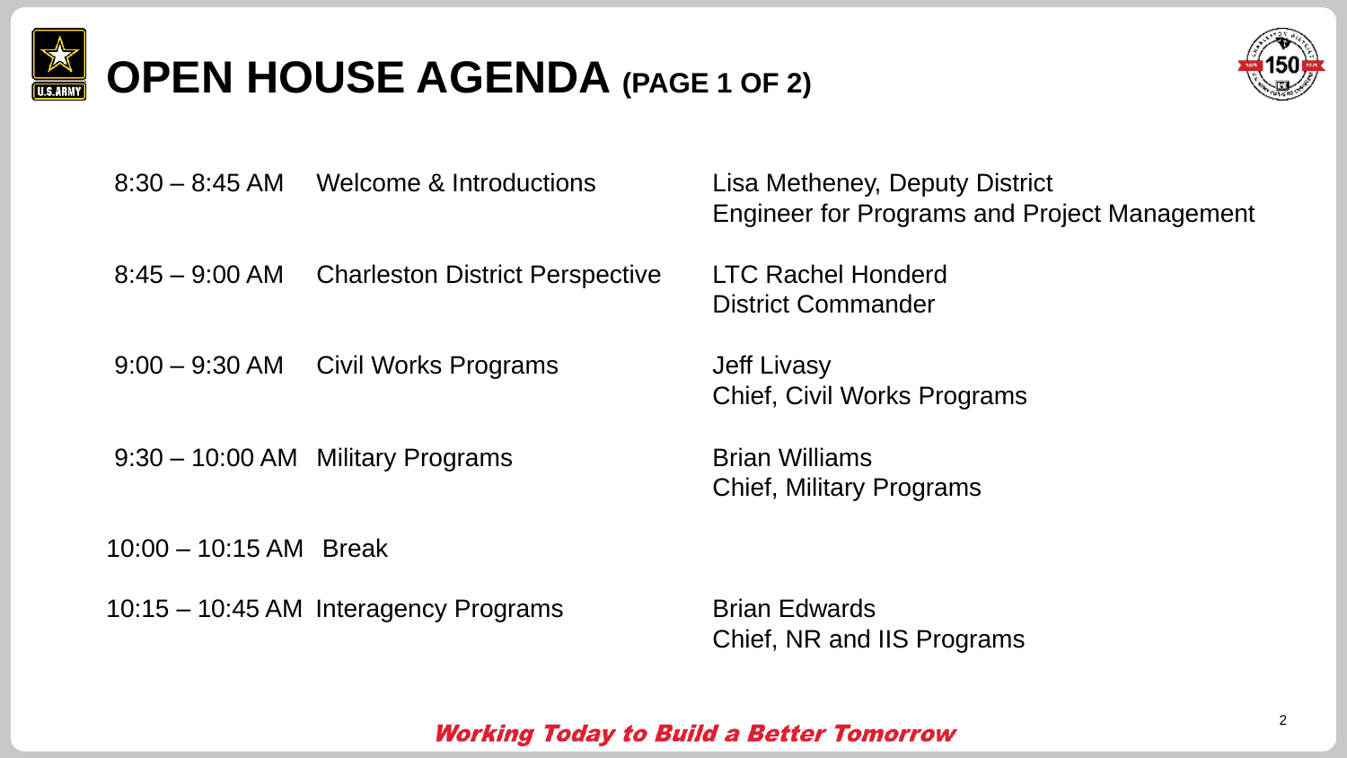# OPEN HOUSE AGENDA (PAGE 1 OF 2)

| Time | Topic | Presenter |
| --- | --- | --- |
| 8:30 – 8:45 AM | Welcome & Introductions | Lisa Metheney, Deputy District Engineer for Programs and Project Management |
| 8:45 – 9:00 AM | Charleston District Perspective | LTC Rachel Honderd<br>District Commander |
| 9:00 – 9:30 AM | Civil Works Programs | Jeff Livasy<br>Chief, Civil Works Programs |
| 9:30 – 10:00 AM | Military Programs | Brian Williams<br>Chief, Military Programs |
| 10:00 – 10:15 AM | Break | |
| 10:15 – 10:45 AM | Interagency Programs | Brian Edwards<br>Chief, NR and IIS Programs |

*Working Today to Build a Better Tomorrow*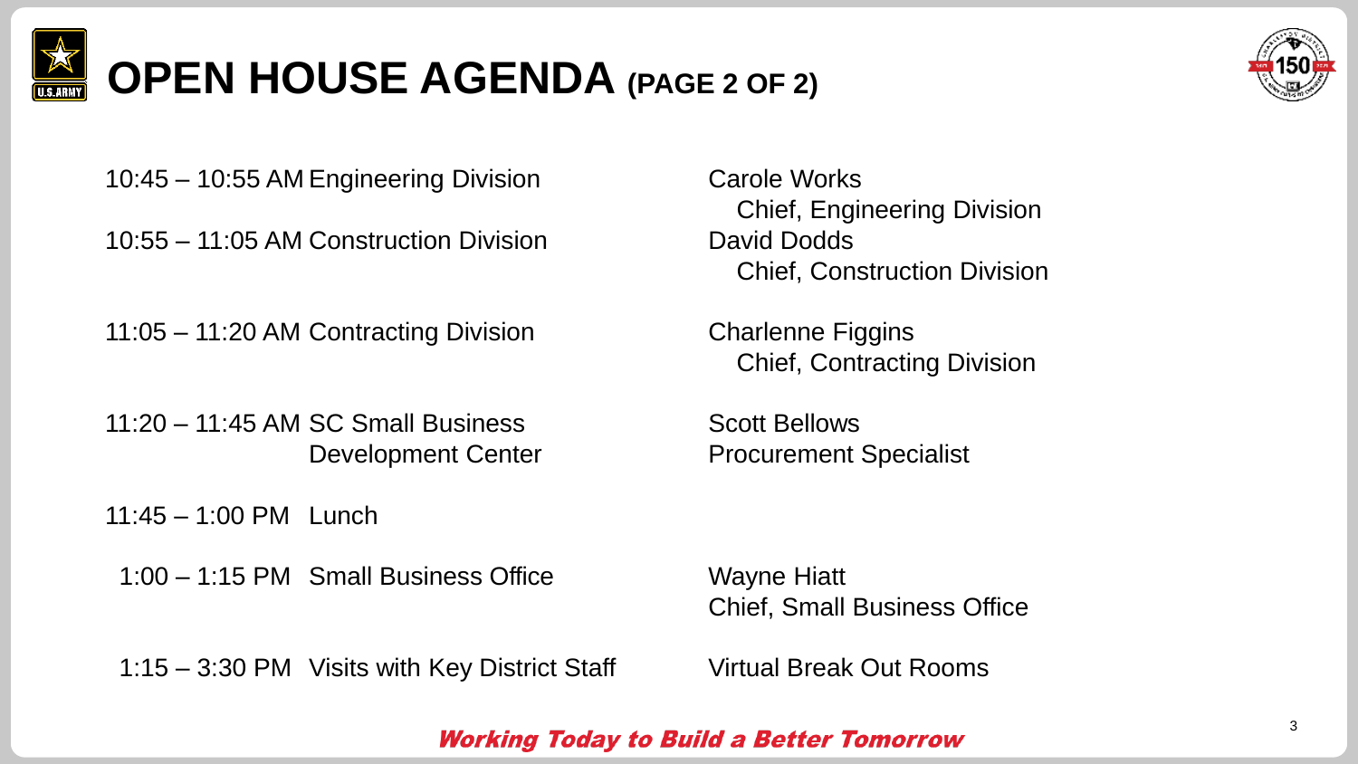# OPEN HOUSE AGENDA (PAGE 2 OF 2)

| Time | Topic | Presenter |
|---|---|---|
| 10:45 – 10:55 AM | Engineering Division | Carole Works<br>Chief, Engineering Division |
| 10:55 – 11:05 AM | Construction Division | David Dodds<br>Chief, Construction Division |
| 11:05 – 11:20 AM | Contracting Division | Charlenne Figgins<br>Chief, Contracting Division |
| 11:20 – 11:45 AM | SC Small Business Development Center | Scott Bellows<br>Procurement Specialist |
| 11:45 – 1:00 PM | Lunch | |
| 1:00 – 1:15 PM | Small Business Office | Wayne Hiatt<br>Chief, Small Business Office |
| 1:15 – 3:30 PM | Visits with Key District Staff | Virtual Break Out Rooms |

***Working Today to Build a Better Tomorrow***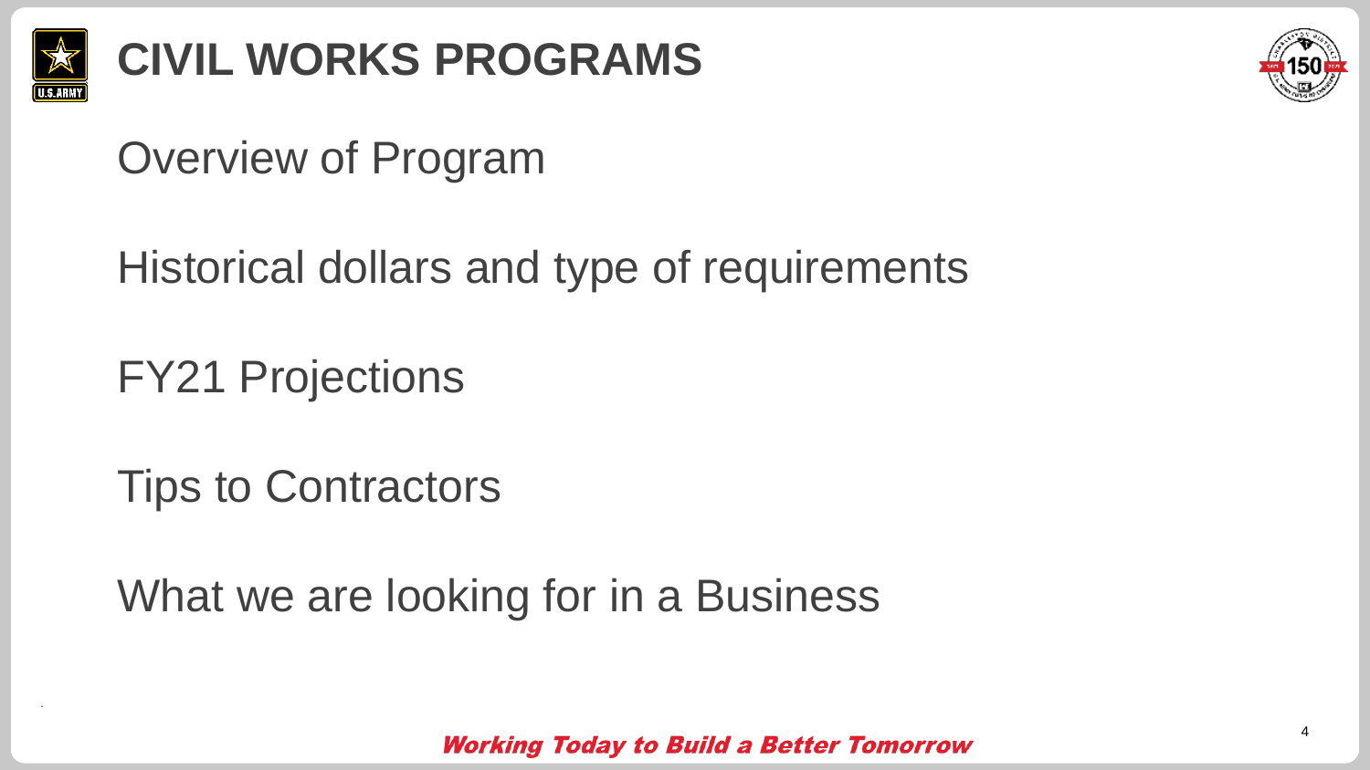# CIVIL WORKS PROGRAMS

Overview of Program

Historical dollars and type of requirements

FY21 Projections

Tips to Contractors

What we are looking for in a Business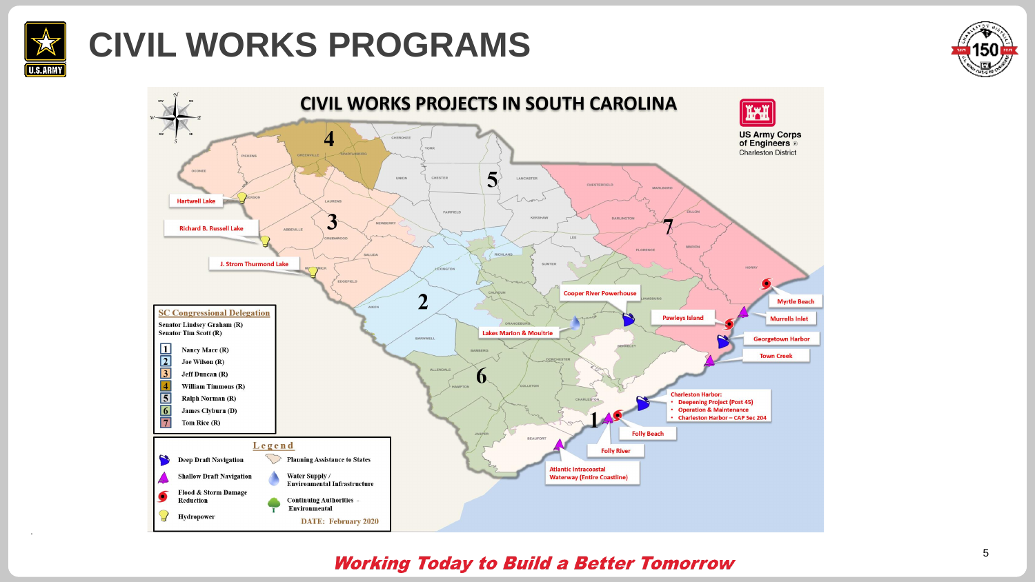# CIVIL WORKS PROGRAMS

## CIVIL WORKS PROJECTS IN SOUTH CAROLINA

US Army Corps of Engineers
Charleston District

Hartwell Lake

Richard B. Russell Lake

J. Strom Thurmond Lake

Cooper River Powerhouse

Lakes Marion & Moultrie

Myrtle Beach

Pawleys Island

Murrells Inlet

Georgetown Harbor

Town Creek

Charleston Harbor:
- Deepening Project (Post 45)
- Operation & Maintenance
- Charleston Harbor – CAP Sec 204

Folly Beach

Folly River

Atlantic Intracoastal Waterway (Entire Coastline)

**SC Congressional Delegation**

Senator Lindsey Graham (R)
Senator Tim Scott (R)

1. Nancy Mace (R)
2. Joe Wilson (R)
3. Jeff Duncan (R)
4. William Timmons (R)
5. Ralph Norman (R)
6. James Clyburn (D)
7. Tom Rice (R)

**Legend**

- Deep Draft Navigation
- Shallow Draft Navigation
- Flood & Storm Damage Reduction
- Hydropower
- Planning Assistance to States
- Water Supply / Environmental Infrastructure
- Continuing Authorities - Environmental

DATE: February 2020

*Working Today to Build a Better Tomorrow*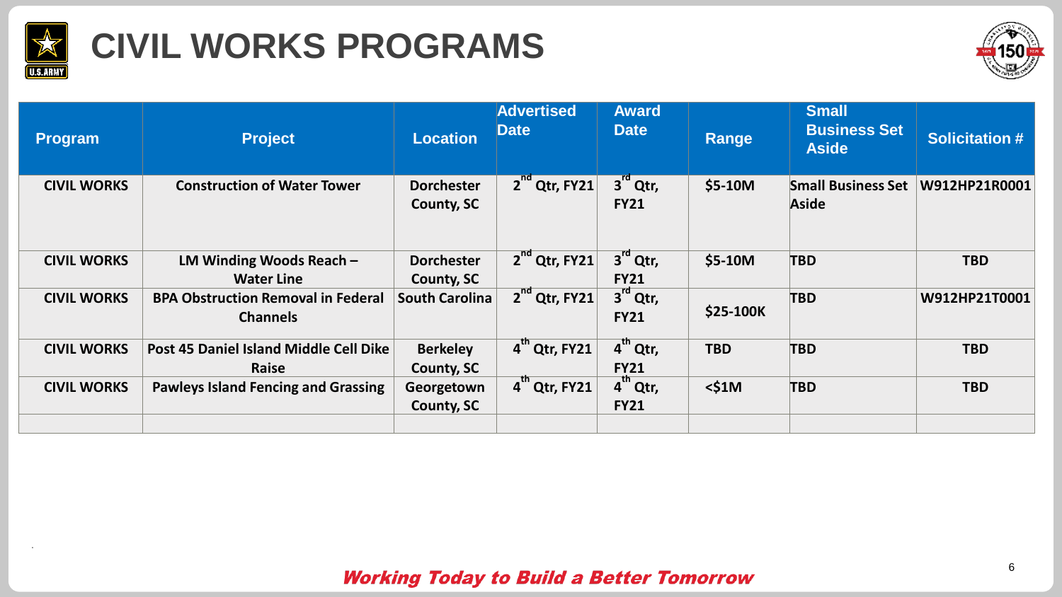# CIVIL WORKS PROGRAMS

| Program | Project | Location | Advertised Date | Award Date | Range | Small Business Set Aside | Solicitation # |
|---|---|---|---|---|---|---|---|
| CIVIL WORKS | Construction of Water Tower | Dorchester County, SC | 2nd Qtr, FY21 | 3rd Qtr, FY21 | $5-10M | Small Business Set Aside | W912HP21R0001 |
| CIVIL WORKS | LM Winding Woods Reach – Water Line | Dorchester County, SC | 2nd Qtr, FY21 | 3rd Qtr, FY21 | $5-10M | TBD | TBD |
| CIVIL WORKS | BPA Obstruction Removal in Federal Channels | South Carolina | 2nd Qtr, FY21 | 3rd Qtr, FY21 | $25-100K | TBD | W912HP21T0001 |
| CIVIL WORKS | Post 45 Daniel Island Middle Cell Dike Raise | Berkeley County, SC | 4th Qtr, FY21 | 4th Qtr, FY21 | TBD | TBD | TBD |
| CIVIL WORKS | Pawleys Island Fencing and Grassing | Georgetown County, SC | 4th Qtr, FY21 | 4th Qtr, FY21 | <$1M | TBD | TBD |
| | | | | | | | |

*Working Today to Build a Better Tomorrow*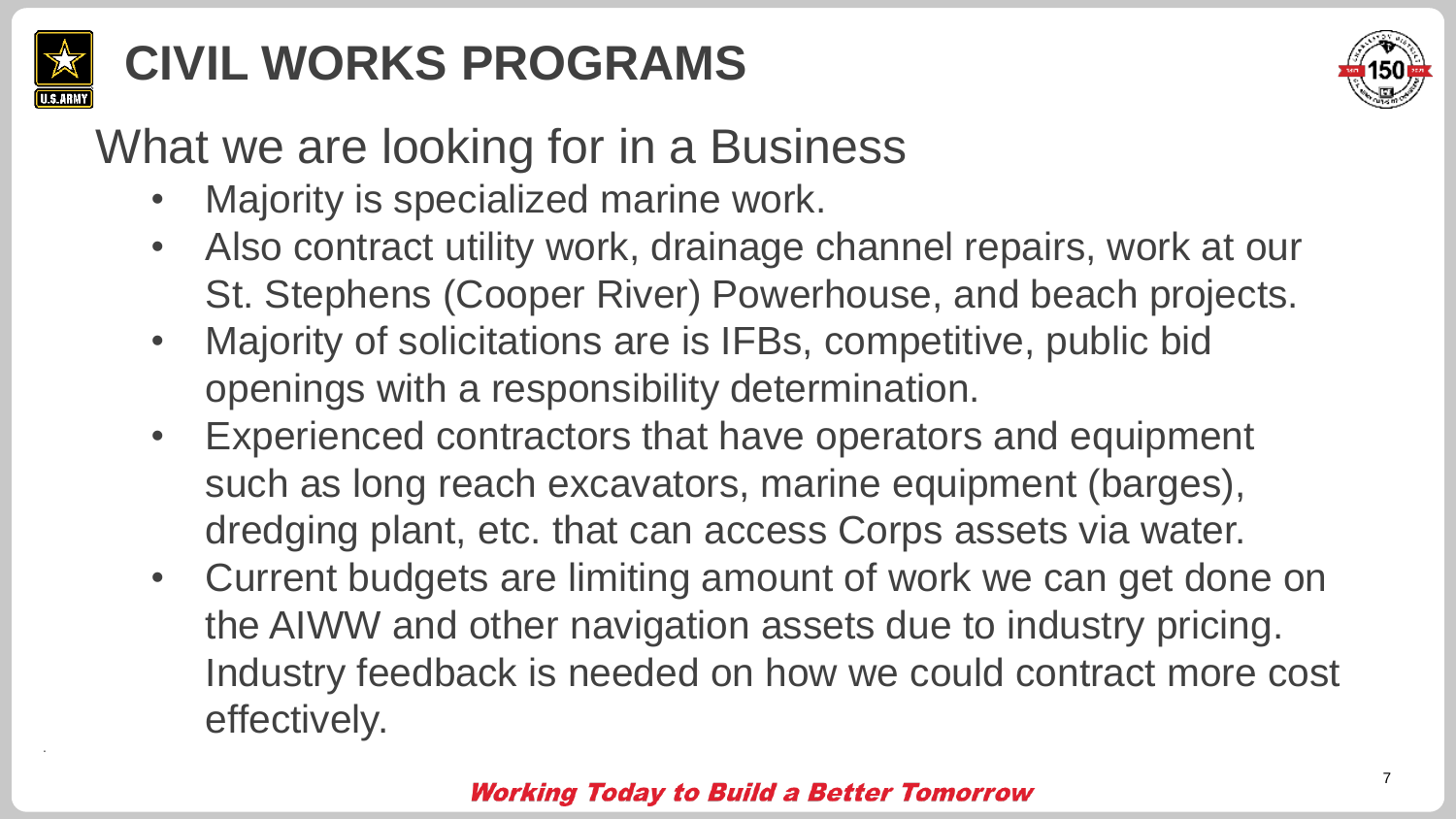# CIVIL WORKS PROGRAMS

## What we are looking for in a Business

- Majority is specialized marine work.
- Also contract utility work, drainage channel repairs, work at our St. Stephens (Cooper River) Powerhouse, and beach projects.
- Majority of solicitations are is IFBs, competitive, public bid openings with a responsibility determination.
- Experienced contractors that have operators and equipment such as long reach excavators, marine equipment (barges), dredging plant, etc. that can access Corps assets via water.
- Current budgets are limiting amount of work we can get done on the AIWW and other navigation assets due to industry pricing. Industry feedback is needed on how we could contract more cost effectively.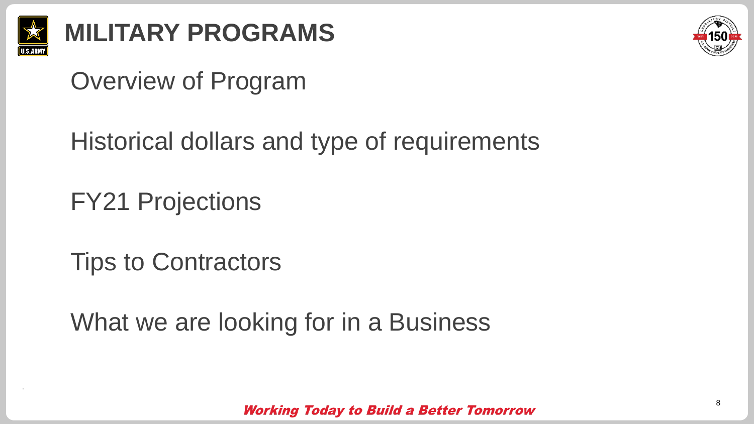# MILITARY PROGRAMS

Overview of Program

Historical dollars and type of requirements

FY21 Projections

Tips to Contractors

What we are looking for in a Business

***Working Today to Build a Better Tomorrow***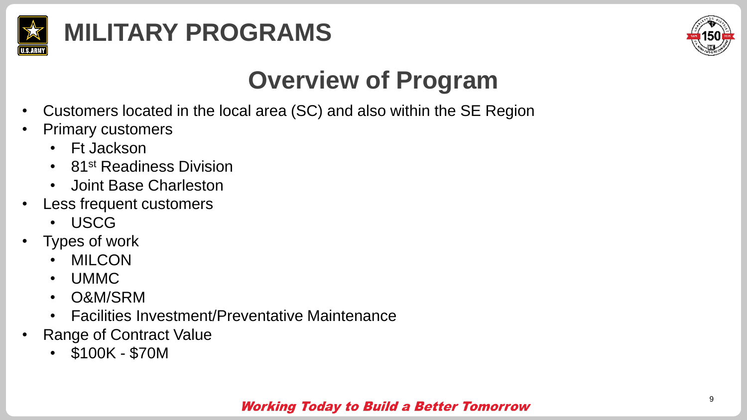# MILITARY PROGRAMS

## Overview of Program

- Customers located in the local area (SC) and also within the SE Region
- Primary customers
  - Ft Jackson
  - 81st Readiness Division
  - Joint Base Charleston
- Less frequent customers
  - USCG
- Types of work
  - MILCON
  - UMMC
  - O&M/SRM
  - Facilities Investment/Preventative Maintenance
- Range of Contract Value
  - $100K - $70M

***Working Today to Build a Better Tomorrow***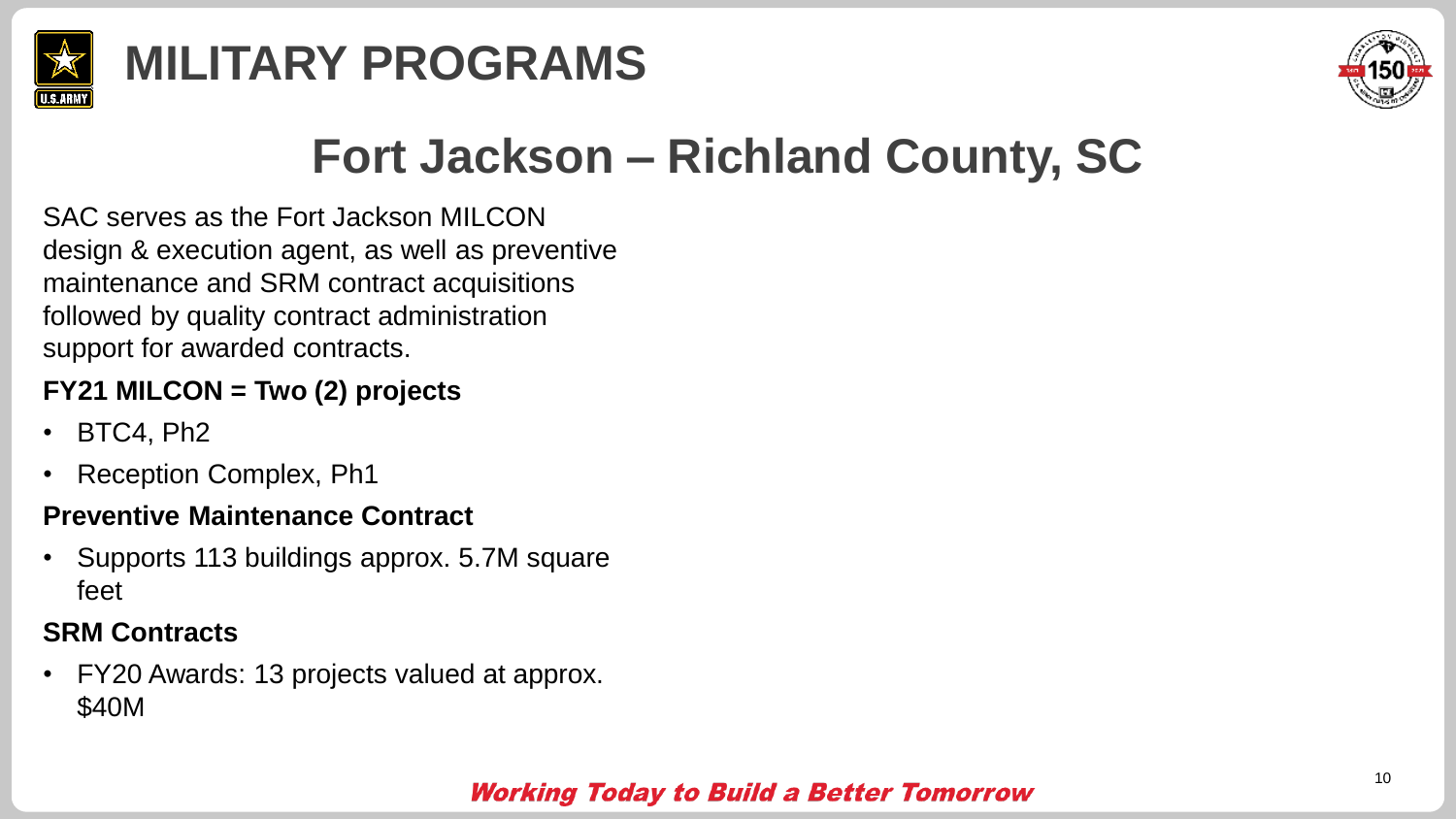# MILITARY PROGRAMS

## Fort Jackson – Richland County, SC

SAC serves as the Fort Jackson MILCON design & execution agent, as well as preventive maintenance and SRM contract acquisitions followed by quality contract administration support for awarded contracts.

**FY21 MILCON = Two (2) projects**

- BTC4, Ph2
- Reception Complex, Ph1

**Preventive Maintenance Contract**

- Supports 113 buildings approx. 5.7M square feet

**SRM Contracts**

- FY20 Awards: 13 projects valued at approx. $40M

*Working Today to Build a Better Tomorrow*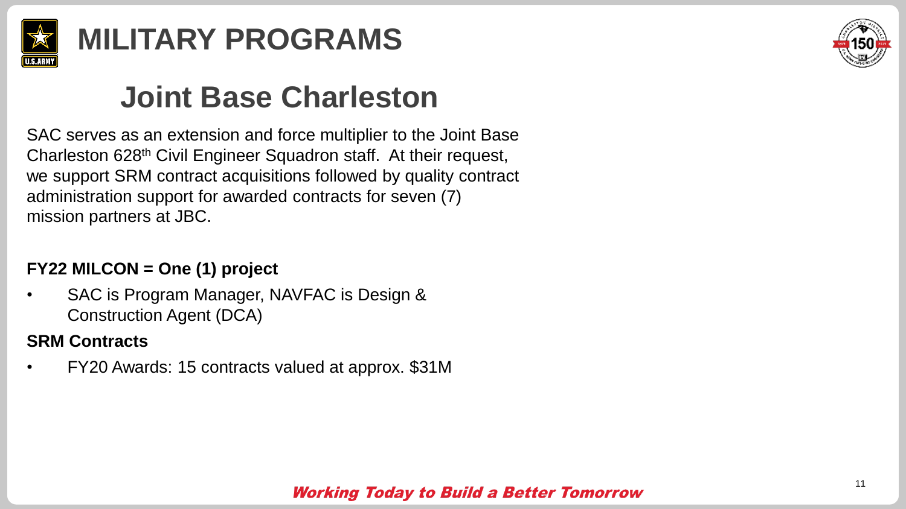# MILITARY PROGRAMS

## Joint Base Charleston

SAC serves as an extension and force multiplier to the Joint Base Charleston 628th Civil Engineer Squadron staff. At their request, we support SRM contract acquisitions followed by quality contract administration support for awarded contracts for seven (7) mission partners at JBC.

**FY22 MILCON = One (1) project**

- SAC is Program Manager, NAVFAC is Design & Construction Agent (DCA)

**SRM Contracts**

- FY20 Awards: 15 contracts valued at approx. $31M

***Working Today to Build a Better Tomorrow***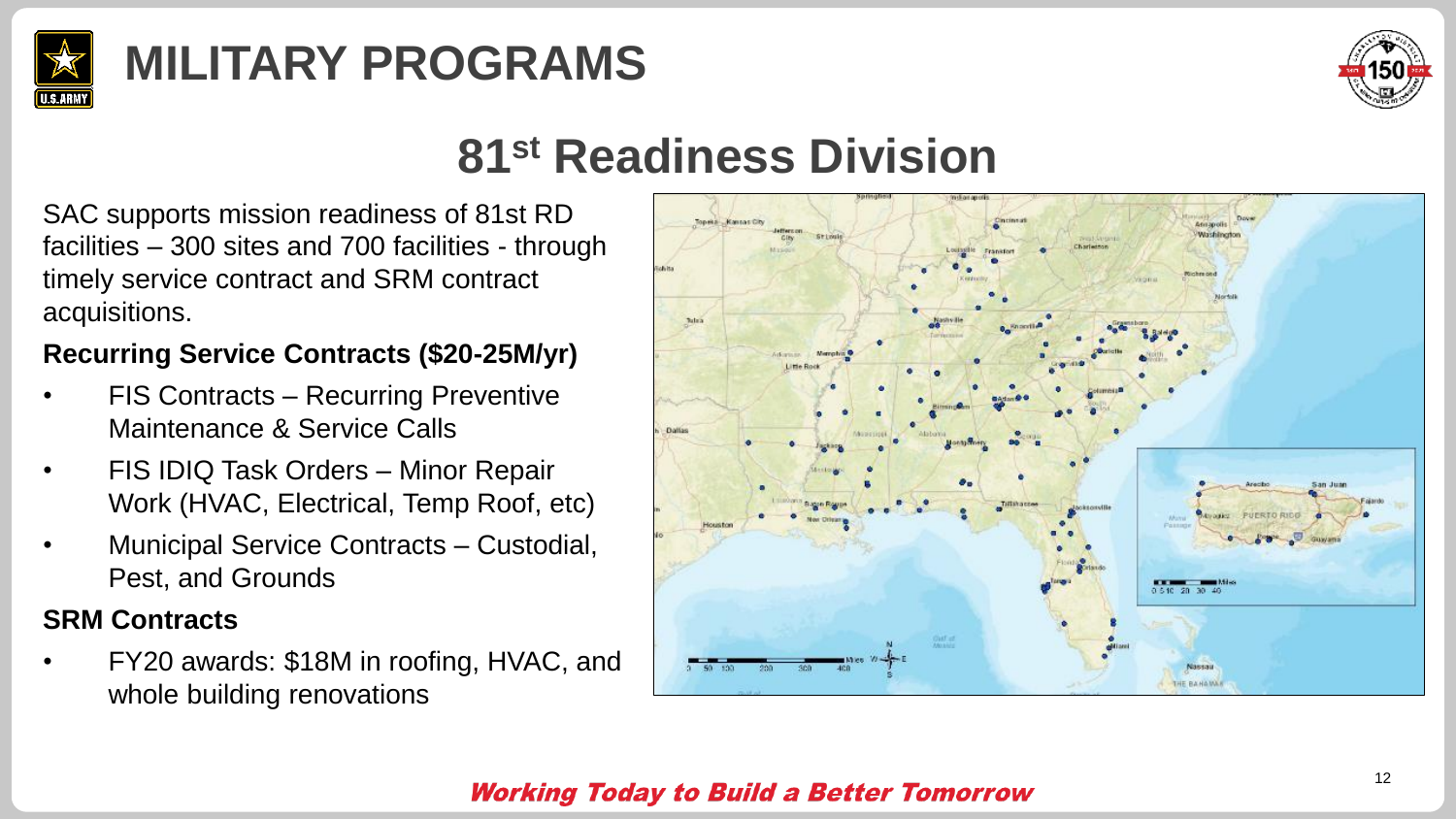# MILITARY PROGRAMS

## 81st Readiness Division

SAC supports mission readiness of 81st RD facilities – 300 sites and 700 facilities - through timely service contract and SRM contract acquisitions.

**Recurring Service Contracts ($20-25M/yr)**

- FIS Contracts – Recurring Preventive Maintenance & Service Calls
- FIS IDIQ Task Orders – Minor Repair Work (HVAC, Electrical, Temp Roof, etc)
- Municipal Service Contracts – Custodial, Pest, and Grounds

**SRM Contracts**

- FY20 awards: $18M in roofing, HVAC, and whole building renovations

***Working Today to Build a Better Tomorrow***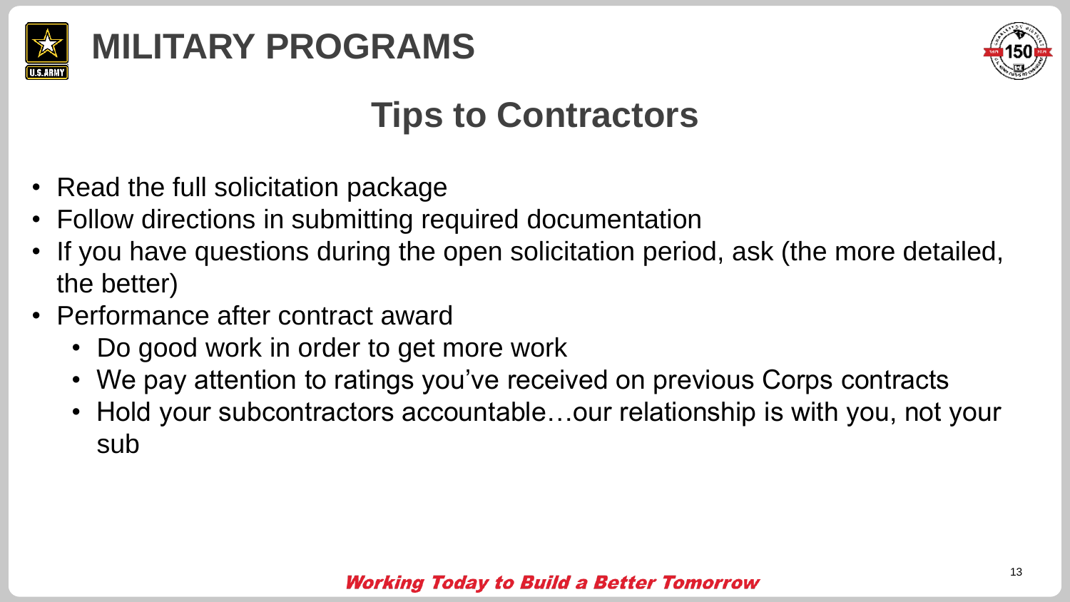# MILITARY PROGRAMS

## Tips to Contractors

- Read the full solicitation package
- Follow directions in submitting required documentation
- If you have questions during the open solicitation period, ask (the more detailed, the better)
- Performance after contract award
  - Do good work in order to get more work
  - We pay attention to ratings you've received on previous Corps contracts
  - Hold your subcontractors accountable…our relationship is with you, not your sub

*Working Today to Build a Better Tomorrow*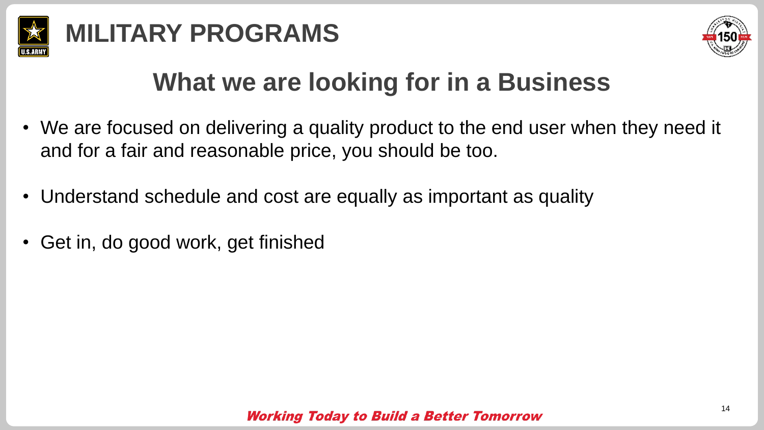# MILITARY PROGRAMS

## What we are looking for in a Business

- We are focused on delivering a quality product to the end user when they need it and for a fair and reasonable price, you should be too.
- Understand schedule and cost are equally as important as quality
- Get in, do good work, get finished

*Working Today to Build a Better Tomorrow*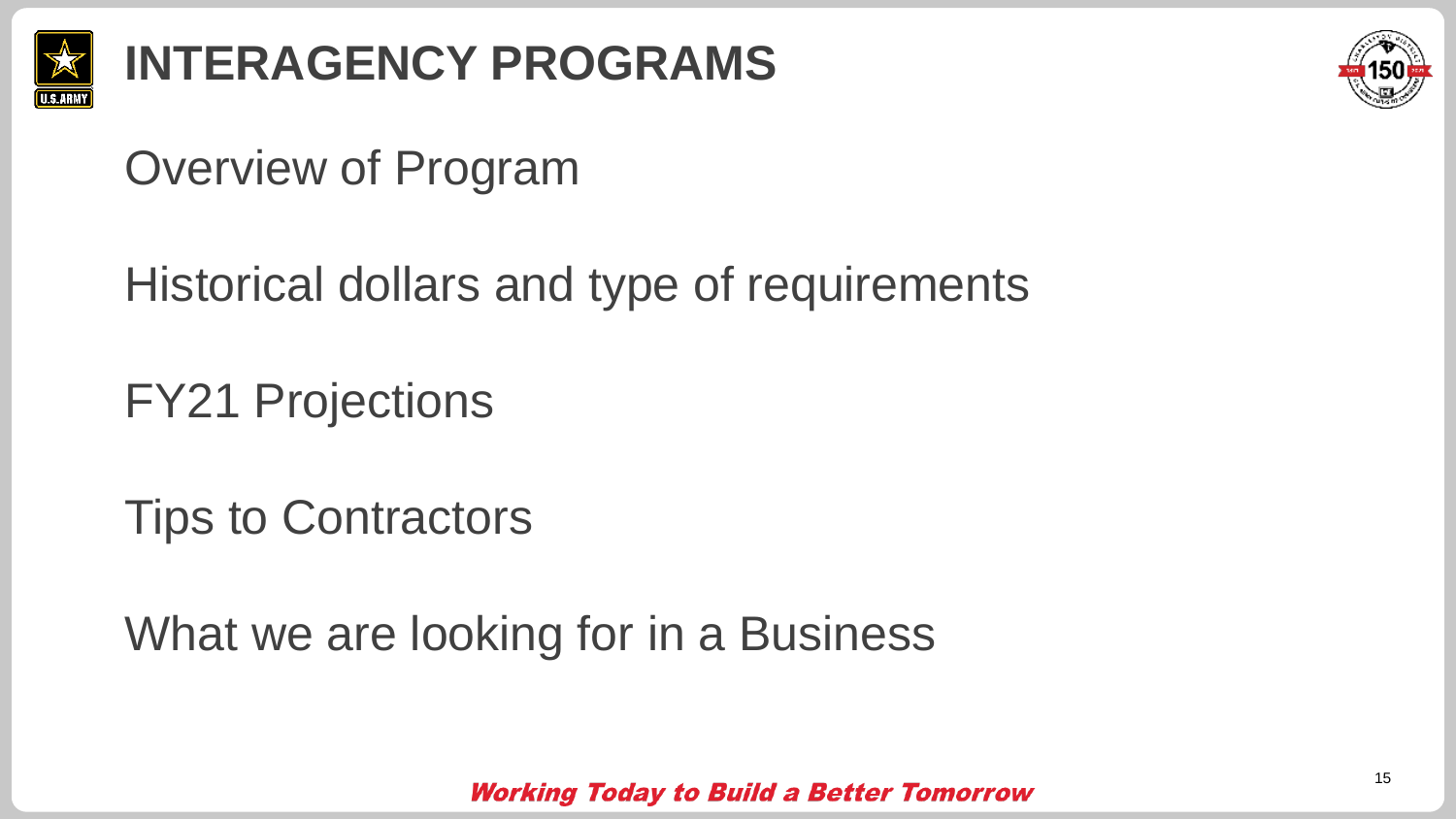# INTERAGENCY PROGRAMS

Overview of Program

Historical dollars and type of requirements

FY21 Projections

Tips to Contractors

What we are looking for in a Business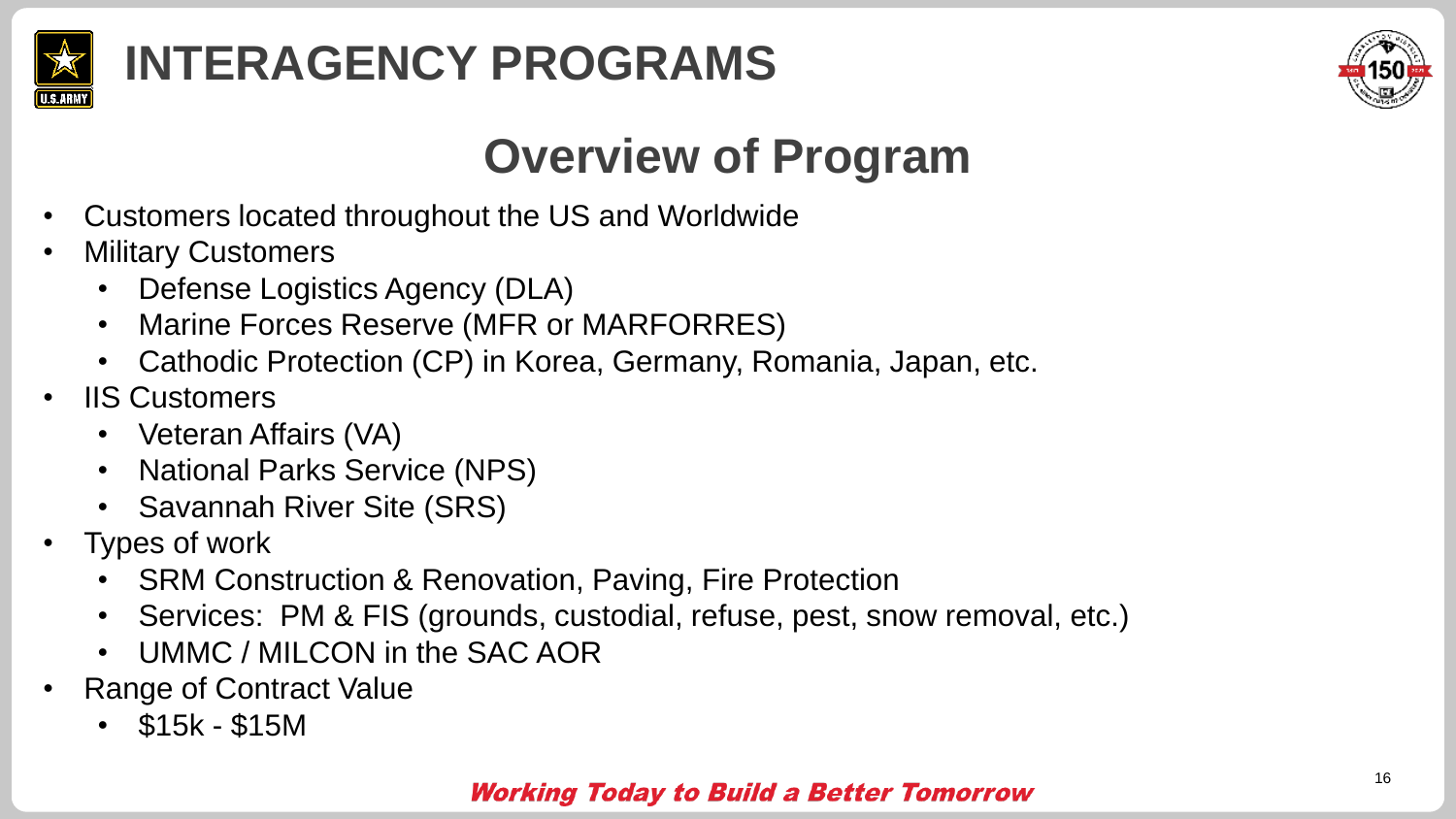# INTERAGENCY PROGRAMS

## Overview of Program

- Customers located throughout the US and Worldwide
- Military Customers
  - Defense Logistics Agency (DLA)
  - Marine Forces Reserve (MFR or MARFORRES)
  - Cathodic Protection (CP) in Korea, Germany, Romania, Japan, etc.
- IIS Customers
  - Veteran Affairs (VA)
  - National Parks Service (NPS)
  - Savannah River Site (SRS)
- Types of work
  - SRM Construction & Renovation, Paving, Fire Protection
  - Services: PM & FIS (grounds, custodial, refuse, pest, snow removal, etc.)
  - UMMC / MILCON in the SAC AOR
- Range of Contract Value
  - $15k - $15M

***Working Today to Build a Better Tomorrow***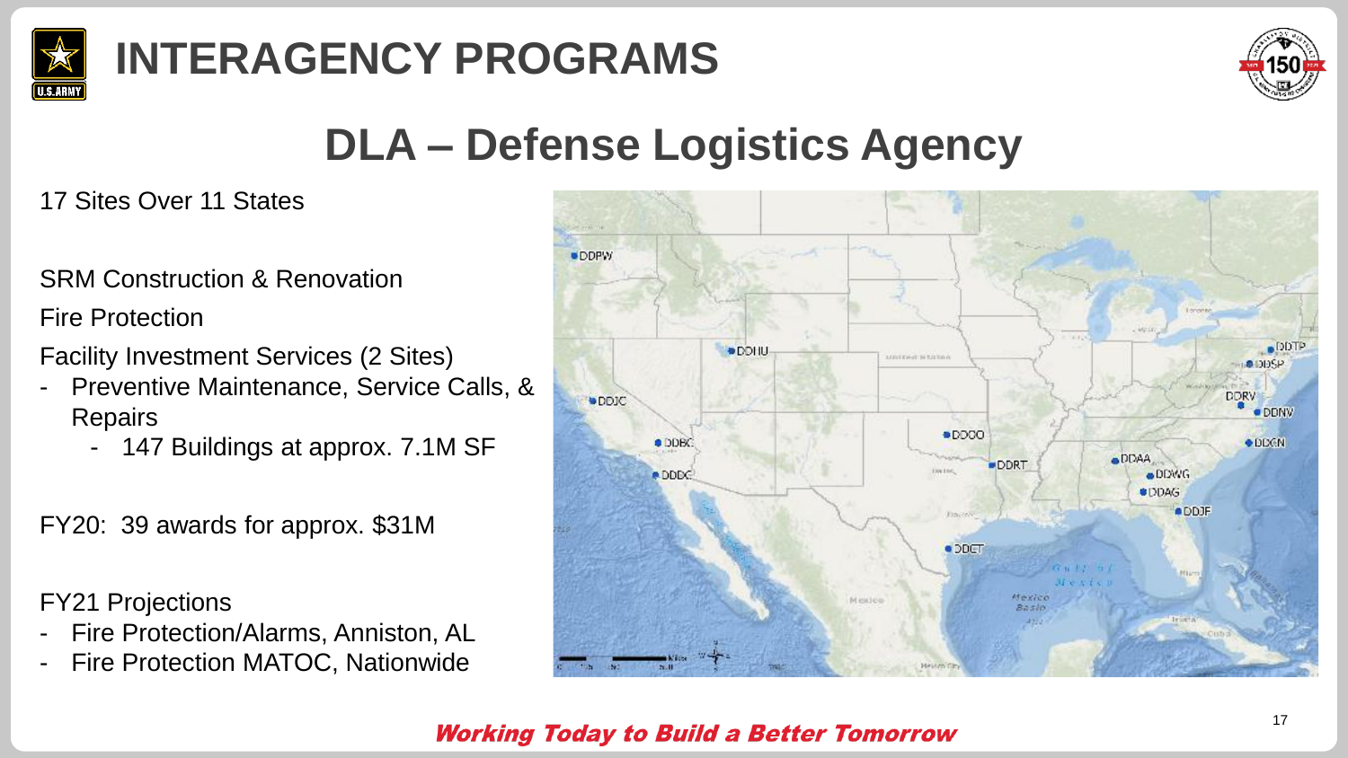# INTERAGENCY PROGRAMS

## DLA – Defense Logistics Agency

17 Sites Over 11 States

SRM Construction & Renovation

Fire Protection

Facility Investment Services (2 Sites)

- Preventive Maintenance, Service Calls, & Repairs
  - 147 Buildings at approx. 7.1M SF

FY20: 39 awards for approx. $31M

FY21 Projections

- Fire Protection/Alarms, Anniston, AL
- Fire Protection MATOC, Nationwide

DDPW, DDHU, DDJC, DDBC, DDDC, DDOO, DDRT, DDCT, DDAA, DDWG, DDAG, DDJF, DDCN, DDNV, DDRV, DDSP, DDTP

*Working Today to Build a Better Tomorrow*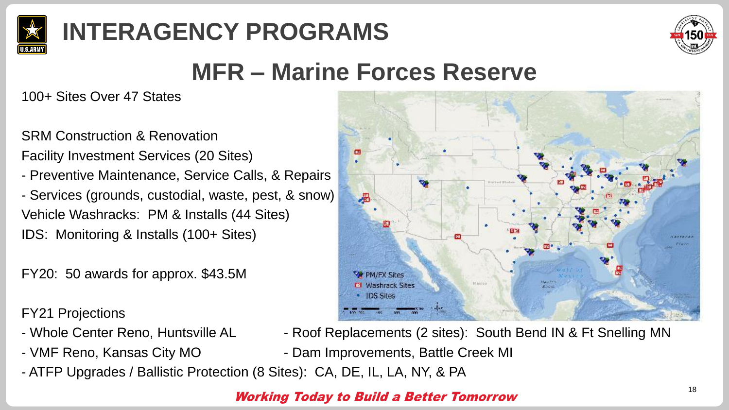# INTERAGENCY PROGRAMS

## MFR – Marine Forces Reserve

100+ Sites Over 47 States

SRM Construction & Renovation

Facility Investment Services (20 Sites)

- Preventive Maintenance, Service Calls, & Repairs
- Services (grounds, custodial, waste, pest, & snow)

Vehicle Washracks: PM & Installs (44 Sites)

IDS: Monitoring & Installs (100+ Sites)

FY20: 50 awards for approx. $43.5M

FY21 Projections

- Whole Center Reno, Huntsville AL
- VMF Reno, Kansas City MO
- Roof Replacements (2 sites): South Bend IN & Ft Snelling MN
- Dam Improvements, Battle Creek MI
- ATFP Upgrades / Ballistic Protection (8 Sites): CA, DE, IL, LA, NY, & PA

PM/FX Sites

Washrack Sites

IDS Sites

*Working Today to Build a Better Tomorrow*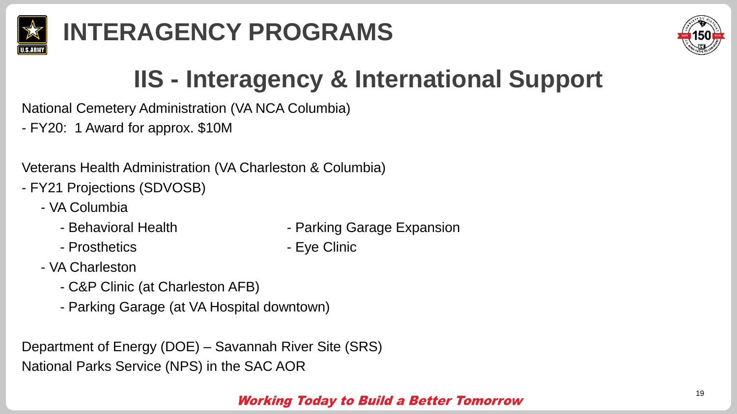# INTERAGENCY PROGRAMS

## IIS - Interagency & International Support

National Cemetery Administration (VA NCA Columbia)

- FY20: 1 Award for approx. $10M

Veterans Health Administration (VA Charleston & Columbia)

- FY21 Projections (SDVOSB)
    - VA Columbia
        - Behavioral Health
        - Prosthetics
        - Parking Garage Expansion
        - Eye Clinic
    - VA Charleston
        - C&P Clinic (at Charleston AFB)
        - Parking Garage (at VA Hospital downtown)

Department of Energy (DOE) – Savannah River Site (SRS)

National Parks Service (NPS) in the SAC AOR

***Working Today to Build a Better Tomorrow***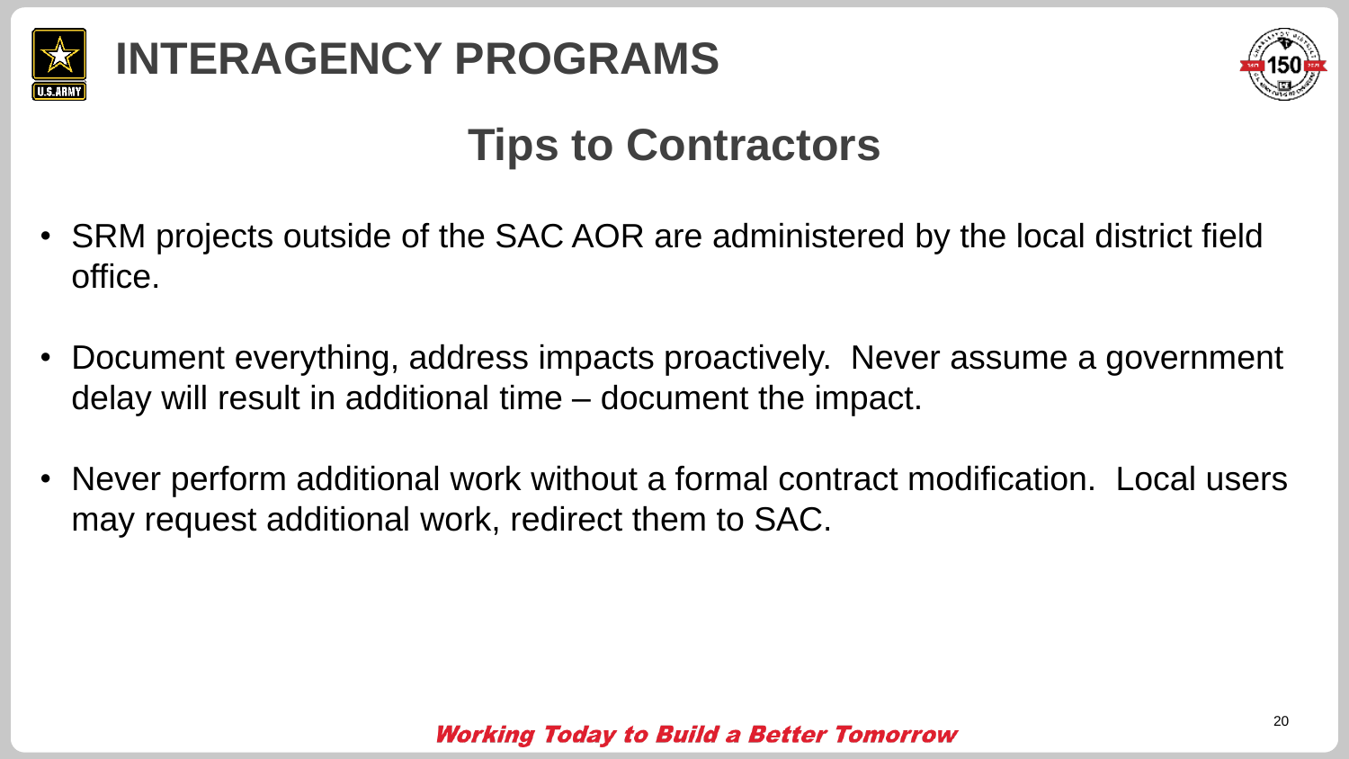# INTERAGENCY PROGRAMS

## Tips to Contractors

- SRM projects outside of the SAC AOR are administered by the local district field office.
- Document everything, address impacts proactively. Never assume a government delay will result in additional time – document the impact.
- Never perform additional work without a formal contract modification. Local users may request additional work, redirect them to SAC.

*Working Today to Build a Better Tomorrow*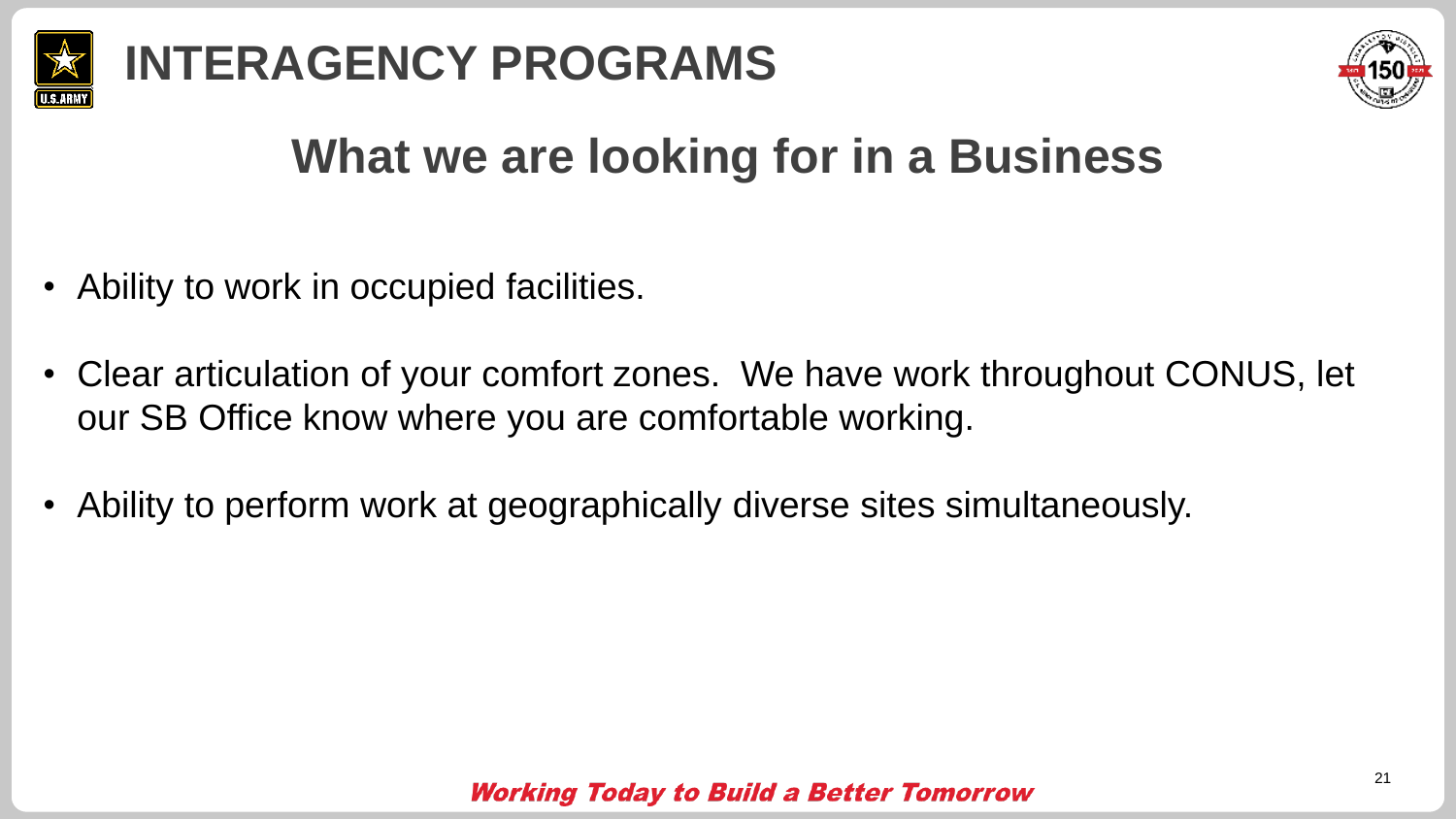# INTERAGENCY PROGRAMS

## What we are looking for in a Business

- Ability to work in occupied facilities.
- Clear articulation of your comfort zones. We have work throughout CONUS, let our SB Office know where you are comfortable working.
- Ability to perform work at geographically diverse sites simultaneously.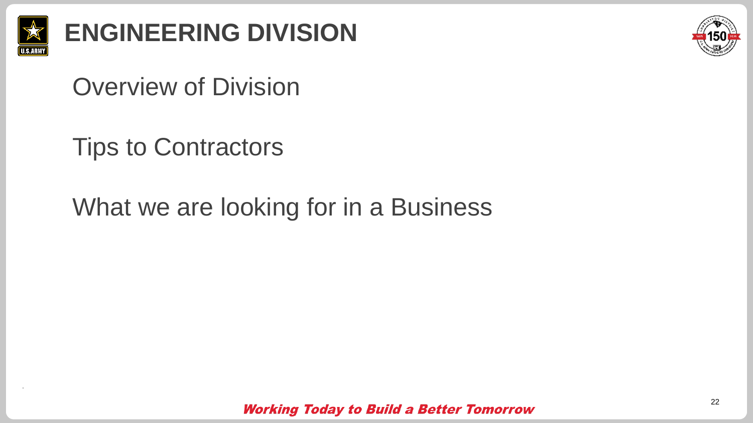# ENGINEERING DIVISION

Overview of Division

Tips to Contractors

What we are looking for in a Business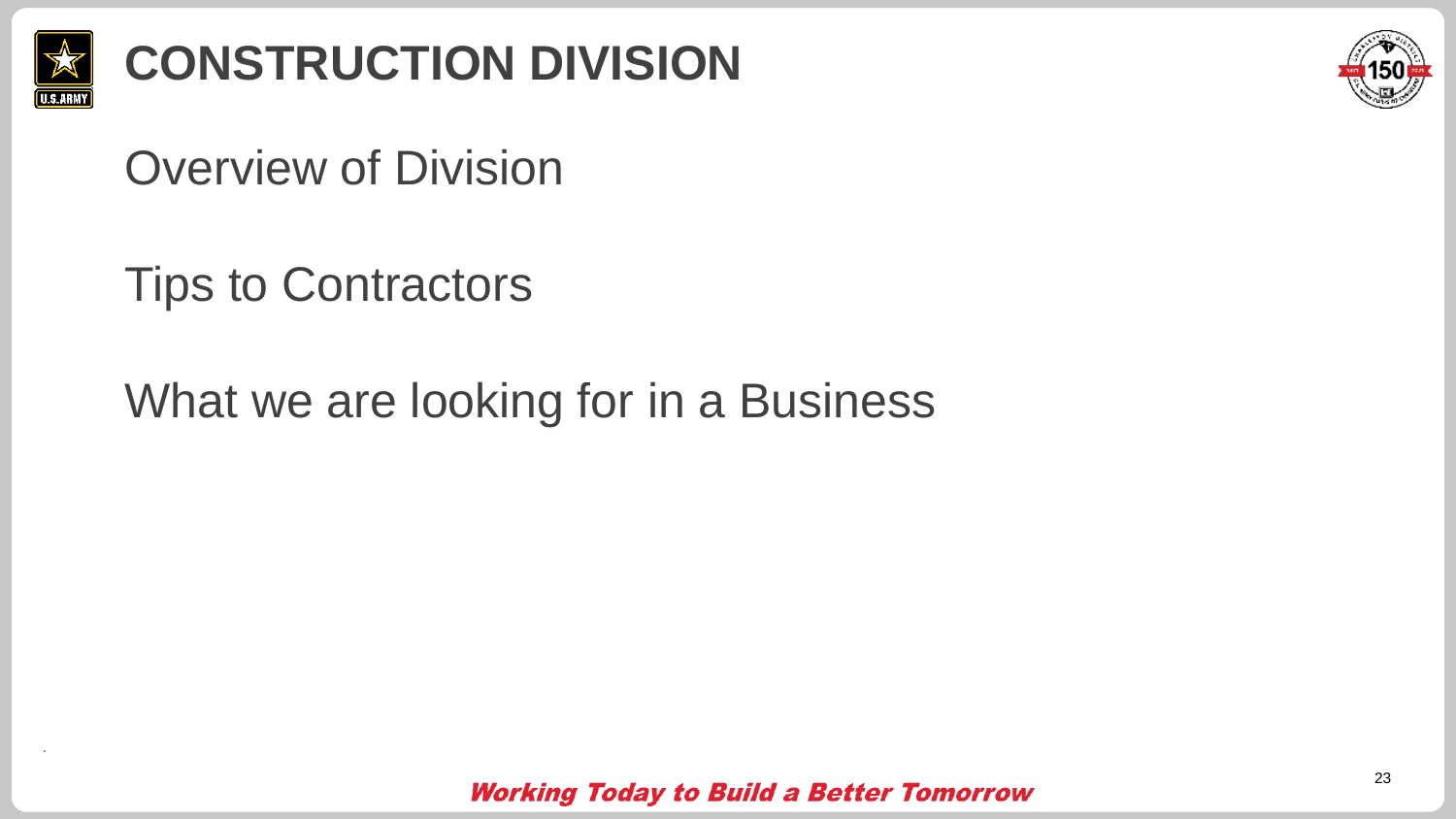# CONSTRUCTION DIVISION

Overview of Division

Tips to Contractors

What we are looking for in a Business

*Working Today to Build a Better Tomorrow*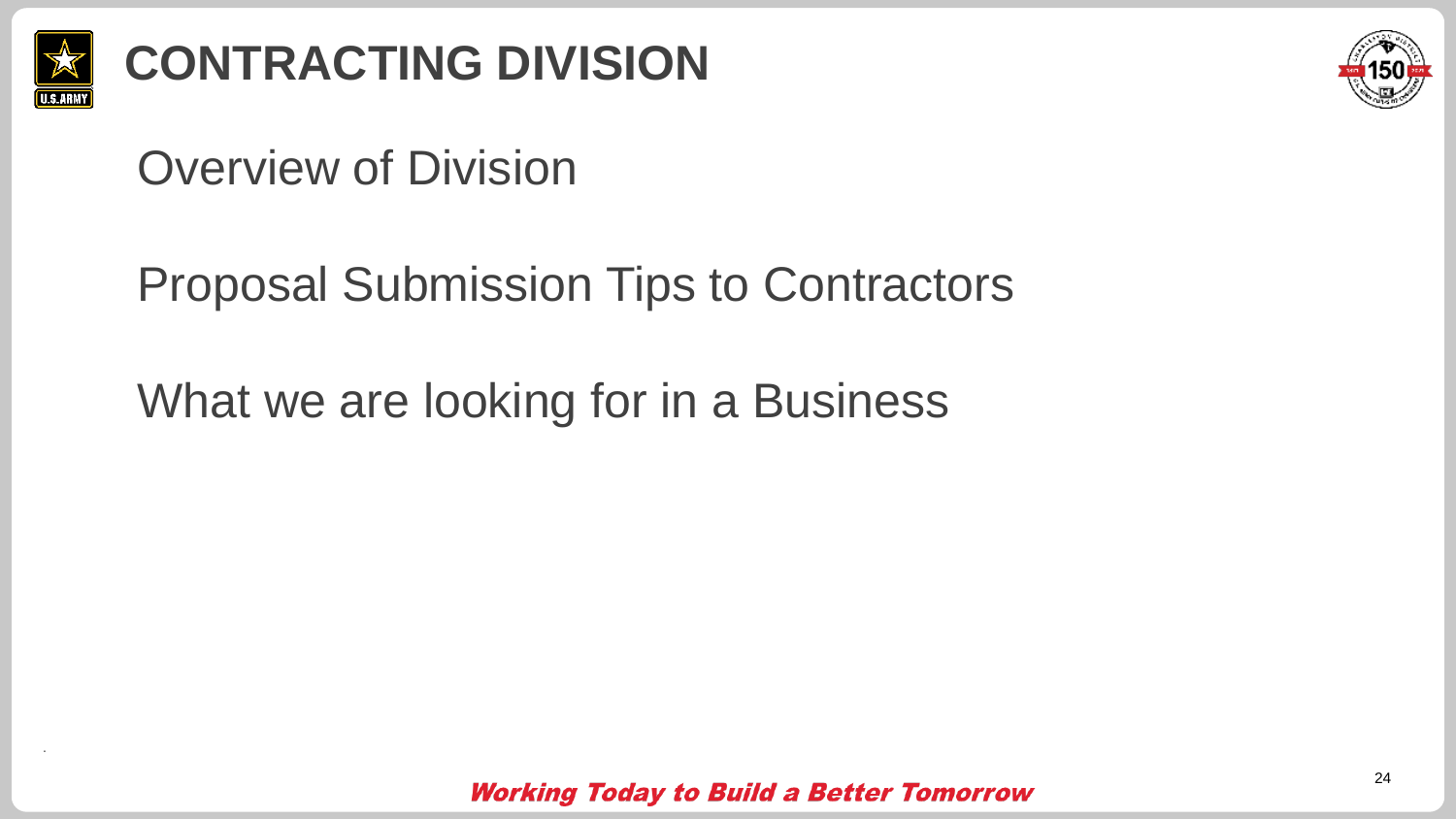# CONTRACTING DIVISION

Overview of Division

Proposal Submission Tips to Contractors

What we are looking for in a Business

***Working Today to Build a Better Tomorrow***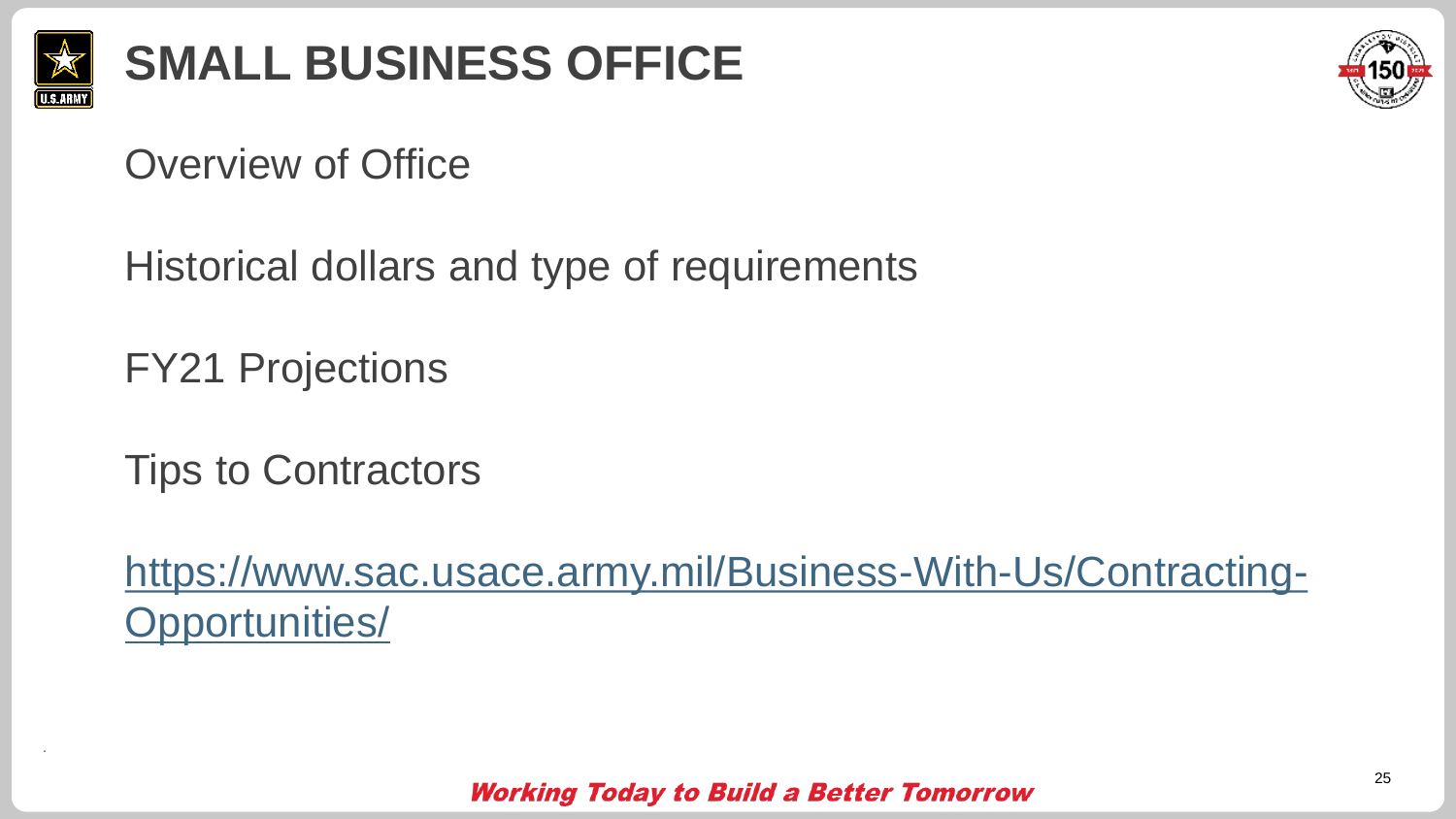# SMALL BUSINESS OFFICE

Overview of Office

Historical dollars and type of requirements

FY21 Projections

Tips to Contractors

https://www.sac.usace.army.mil/Business-With-Us/Contracting-Opportunities/